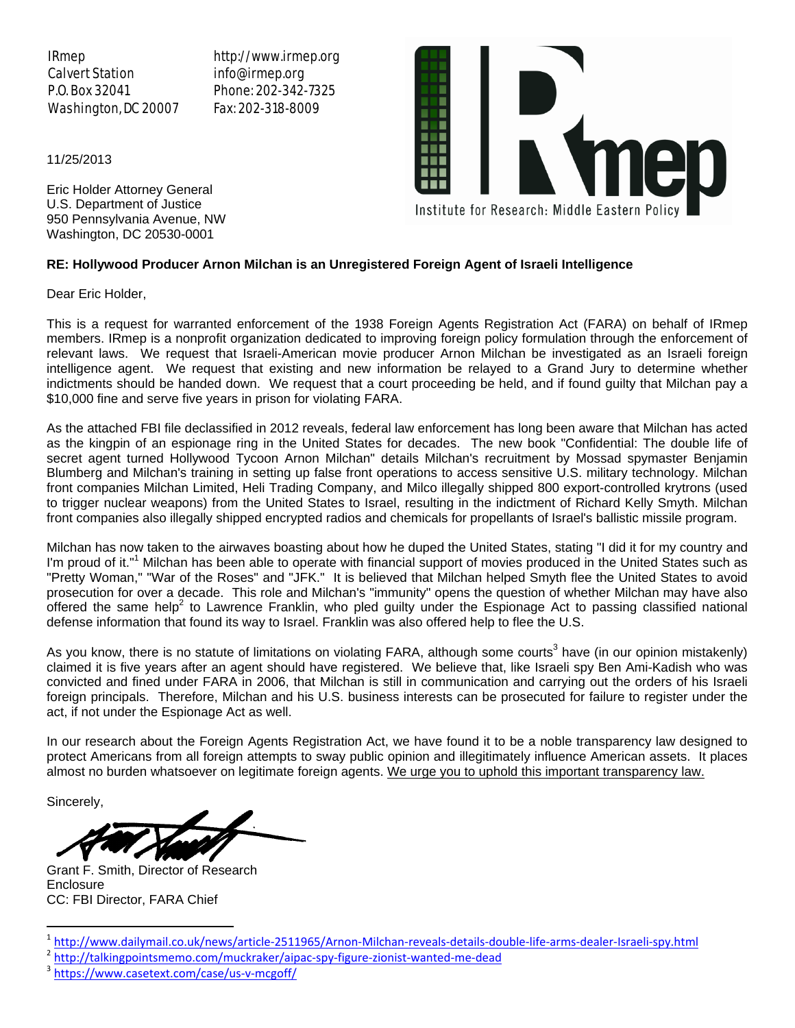IRmep
Calvert Station
P.O. Box 32041
Washington, DC 20007

http://www.irmep.org
info@irmep.org
Phone: 202-342-7325
Fax: 202-318-8009

IRmep
Institute for Research: Middle Eastern Policy

11/25/2013

Eric Holder Attorney General
U.S. Department of Justice
950 Pennsylvania Avenue, NW
Washington, DC 20530-0001

**RE: Hollywood Producer Arnon Milchan is an Unregistered Foreign Agent of Israeli Intelligence**

Dear Eric Holder,

This is a request for warranted enforcement of the 1938 Foreign Agents Registration Act (FARA) on behalf of IRmep members. IRmep is a nonprofit organization dedicated to improving foreign policy formulation through the enforcement of relevant laws. We request that Israeli-American movie producer Arnon Milchan be investigated as an Israeli foreign intelligence agent. We request that existing and new information be relayed to a Grand Jury to determine whether indictments should be handed down. We request that a court proceeding be held, and if found guilty that Milchan pay a $10,000 fine and serve five years in prison for violating FARA.

As the attached FBI file declassified in 2012 reveals, federal law enforcement has long been aware that Milchan has acted as the kingpin of an espionage ring in the United States for decades. The new book "Confidential: The double life of secret agent turned Hollywood Tycoon Arnon Milchan" details Milchan's recruitment by Mossad spymaster Benjamin Blumberg and Milchan's training in setting up false front operations to access sensitive U.S. military technology. Milchan front companies Milchan Limited, Heli Trading Company, and Milco illegally shipped 800 export-controlled krytrons (used to trigger nuclear weapons) from the United States to Israel, resulting in the indictment of Richard Kelly Smyth. Milchan front companies also illegally shipped encrypted radios and chemicals for propellants of Israel's ballistic missile program.

Milchan has now taken to the airwaves boasting about how he duped the United States, stating "I did it for my country and I'm proud of it."[1] Milchan has been able to operate with financial support of movies produced in the United States such as "Pretty Woman," "War of the Roses" and "JFK." It is believed that Milchan helped Smyth flee the United States to avoid prosecution for over a decade. This role and Milchan's "immunity" opens the question of whether Milchan may have also offered the same help[2] to Lawrence Franklin, who pled guilty under the Espionage Act to passing classified national defense information that found its way to Israel. Franklin was also offered help to flee the U.S.

As you know, there is no statute of limitations on violating FARA, although some courts[3] have (in our opinion mistakenly) claimed it is five years after an agent should have registered. We believe that, like Israeli spy Ben Ami-Kadish who was convicted and fined under FARA in 2006, that Milchan is still in communication and carrying out the orders of his Israeli foreign principals. Therefore, Milchan and his U.S. business interests can be prosecuted for failure to register under the act, if not under the Espionage Act as well.

In our research about the Foreign Agents Registration Act, we have found it to be a noble transparency law designed to protect Americans from all foreign attempts to sway public opinion and illegitimately influence American assets. It places almost no burden whatsoever on legitimate foreign agents. <u>We urge you to uphold this important transparency law.</u>

Sincerely,

Grant F. Smith, Director of Research
Enclosure
CC: FBI Director, FARA Chief

---

[1] http://www.dailymail.co.uk/news/article-2511965/Arnon-Milchan-reveals-details-double-life-arms-dealer-Israeli-spy.html

[2] http://talkingpointsmemo.com/muckraker/aipac-spy-figure-zionist-wanted-me-dead

[3] https://www.casetext.com/case/us-v-mcgoff/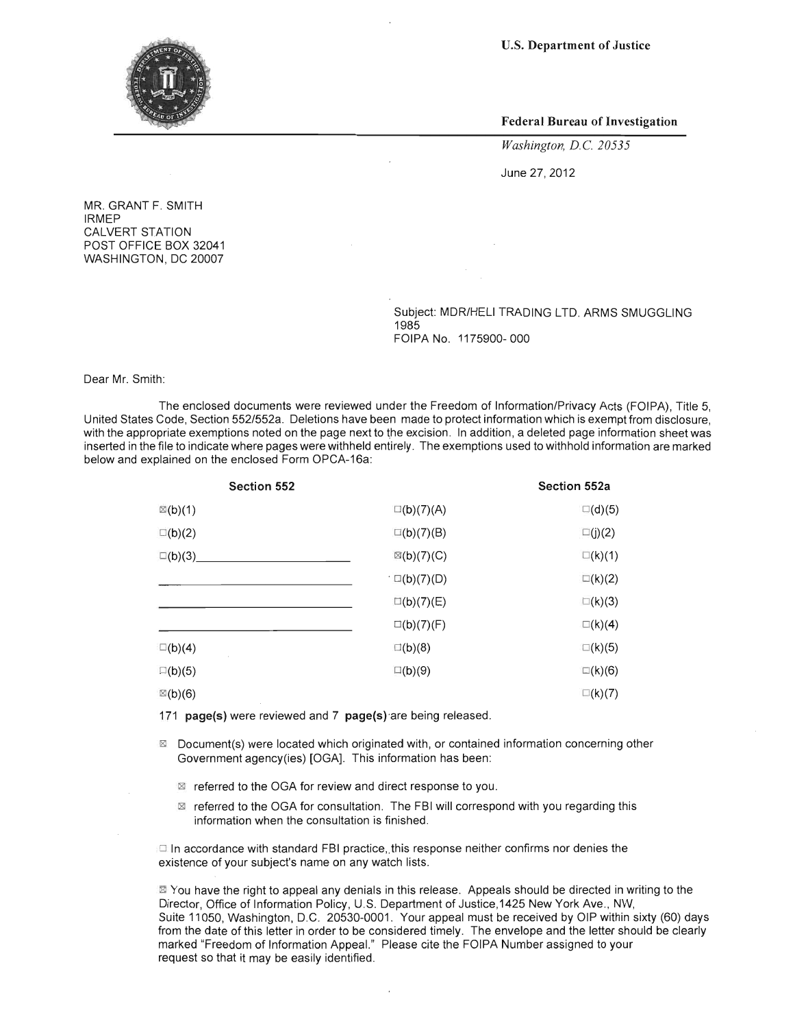U.S. Department of Justice

Federal Bureau of Investigation

*Washington, D.C. 20535*

June 27, 2012

MR. GRANT F. SMITH
IRMEP
CALVERT STATION
POST OFFICE BOX 32041
WASHINGTON, DC 20007

Subject: MDR/HELI TRADING LTD. ARMS SMUGGLING 1985
FOIPA No. 1175900- 000

Dear Mr. Smith:

The enclosed documents were reviewed under the Freedom of Information/Privacy Acts (FOIPA), Title 5, United States Code, Section 552/552a. Deletions have been made to protect information which is exempt from disclosure, with the appropriate exemptions noted on the page next to the excision. In addition, a deleted page information sheet was inserted in the file to indicate where pages were withheld entirely. The exemptions used to withhold information are marked below and explained on the enclosed Form OPCA-16a:

| Section 552 | | Section 552a |
|---|---|---|
| ☒(b)(1) | ☐(b)(7)(A) | ☐(d)(5) |
| ☐(b)(2) | ☐(b)(7)(B) | ☐(j)(2) |
| ☐(b)(3)\_\_\_\_\_\_\_\_ | ☒(b)(7)(C) | ☐(k)(1) |
| \_\_\_\_\_\_\_\_ | ☐(b)(7)(D) | ☐(k)(2) |
| \_\_\_\_\_\_\_\_ | ☐(b)(7)(E) | ☐(k)(3) |
| \_\_\_\_\_\_\_\_ | ☐(b)(7)(F) | ☐(k)(4) |
| ☐(b)(4) | ☐(b)(8) | ☐(k)(5) |
| ☐(b)(5) | ☐(b)(9) | ☐(k)(6) |
| ☒(b)(6) | | ☐(k)(7) |

171 **page(s)** were reviewed and 7 **page(s)** are being released.

☒ Document(s) were located which originated with, or contained information concerning other Government agency(ies) [OGA]. This information has been:

- ☒ referred to the OGA for review and direct response to you.
- ☒ referred to the OGA for consultation. The FBI will correspond with you regarding this information when the consultation is finished.

☐ In accordance with standard FBI practice, this response neither confirms nor denies the existence of your subject's name on any watch lists.

☒ You have the right to appeal any denials in this release. Appeals should be directed in writing to the Director, Office of Information Policy, U.S. Department of Justice,1425 New York Ave., NW, Suite 11050, Washington, D.C. 20530-0001. Your appeal must be received by OIP within sixty (60) days from the date of this letter in order to be considered timely. The envelope and the letter should be clearly marked "Freedom of Information Appeal." Please cite the FOIPA Number assigned to your request so that it may be easily identified.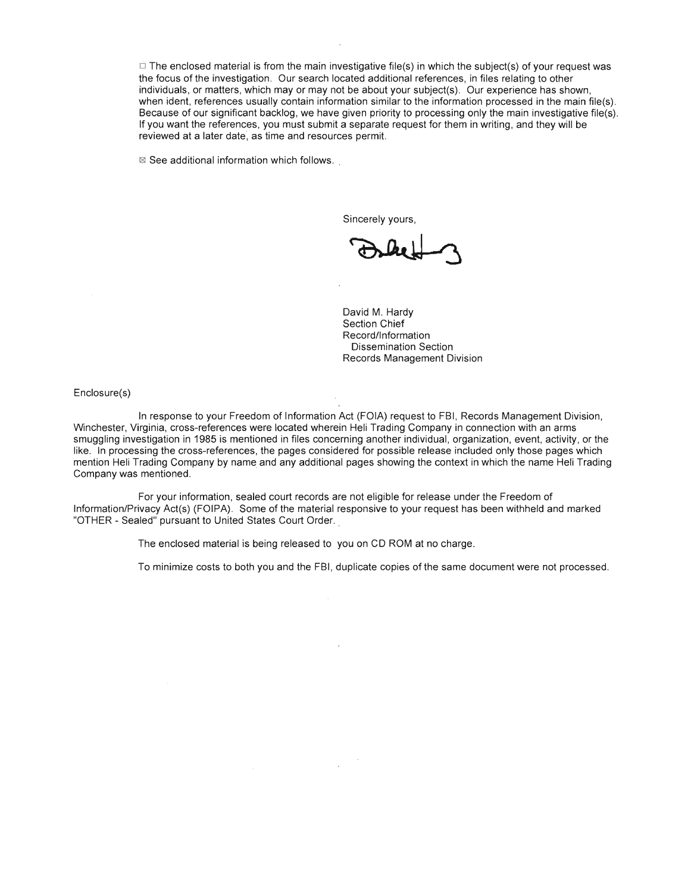☐ The enclosed material is from the main investigative file(s) in which the subject(s) of your request was the focus of the investigation. Our search located additional references, in files relating to other individuals, or matters, which may or may not be about your subject(s). Our experience has shown, when ident, references usually contain information similar to the information processed in the main file(s). Because of our significant backlog, we have given priority to processing only the main investigative file(s). If you want the references, you must submit a separate request for them in writing, and they will be reviewed at a later date, as time and resources permit.

☒ See additional information which follows.

Sincerely yours,

David M. Hardy
Section Chief
Record/Information
Dissemination Section
Records Management Division

Enclosure(s)

In response to your Freedom of Information Act (FOIA) request to FBI, Records Management Division, Winchester, Virginia, cross-references were located wherein Heli Trading Company in connection with an arms smuggling investigation in 1985 is mentioned in files concerning another individual, organization, event, activity, or the like. In processing the cross-references, the pages considered for possible release included only those pages which mention Heli Trading Company by name and any additional pages showing the context in which the name Heli Trading Company was mentioned.

For your information, sealed court records are not eligible for release under the Freedom of Information/Privacy Act(s) (FOIPA). Some of the material responsive to your request has been withheld and marked "OTHER - Sealed" pursuant to United States Court Order.

The enclosed material is being released to you on CD ROM at no charge.

To minimize costs to both you and the FBI, duplicate copies of the same document were not processed.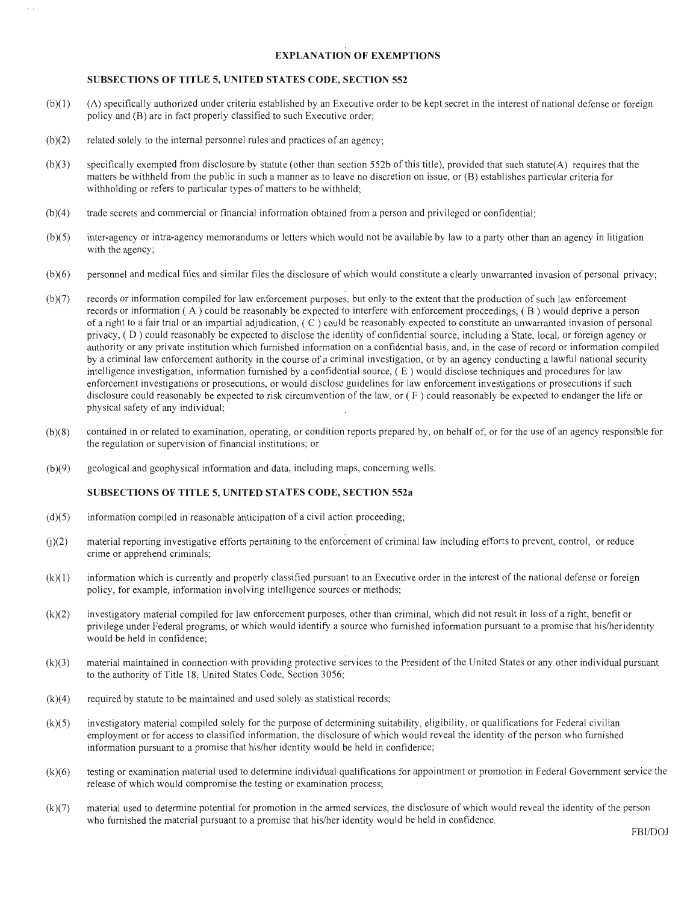# EXPLANATION OF EXEMPTIONS

## SUBSECTIONS OF TITLE 5, UNITED STATES CODE, SECTION 552

(b)(1) (A) specifically authorized under criteria established by an Executive order to be kept secret in the interest of national defense or foreign policy and (B) are in fact properly classified to such Executive order;

(b)(2) related solely to the internal personnel rules and practices of an agency;

(b)(3) specifically exempted from disclosure by statute (other than section 552b of this title), provided that such statute(A) requires that the matters be withheld from the public in such a manner as to leave no discretion on issue, or (B) establishes particular criteria for withholding or refers to particular types of matters to be withheld;

(b)(4) trade secrets and commercial or financial information obtained from a person and privileged or confidential;

(b)(5) inter-agency or intra-agency memorandums or letters which would not be available by law to a party other than an agency in litigation with the agency;

(b)(6) personnel and medical files and similar files the disclosure of which would constitute a clearly unwarranted invasion of personal privacy;

(b)(7) records or information compiled for law enforcement purposes, but only to the extent that the production of such law enforcement records or information ( A ) could be reasonably be expected to interfere with enforcement proceedings, ( B ) would deprive a person of a right to a fair trial or an impartial adjudication, ( C ) could be reasonably expected to constitute an unwarranted invasion of personal privacy, ( D ) could reasonably be expected to disclose the identity of confidential source, including a State, local, or foreign agency or authority or any private institution which furnished information on a confidential basis, and, in the case of record or information compiled by a criminal law enforcement authority in the course of a criminal investigation, or by an agency conducting a lawful national security intelligence investigation, information furnished by a confidential source, ( E ) would disclose techniques and procedures for law enforcement investigations or prosecutions, or would disclose guidelines for law enforcement investigations or prosecutions if such disclosure could reasonably be expected to risk circumvention of the law, or ( F ) could reasonably be expected to endanger the life or physical safety of any individual;

(b)(8) contained in or related to examination, operating, or condition reports prepared by, on behalf of, or for the use of an agency responsible for the regulation or supervision of financial institutions; or

(b)(9) geological and geophysical information and data, including maps, concerning wells.

## SUBSECTIONS OF TITLE 5, UNITED STATES CODE, SECTION 552a

(d)(5) information compiled in reasonable anticipation of a civil action proceeding;

(j)(2) material reporting investigative efforts pertaining to the enforcement of criminal law including efforts to prevent, control, or reduce crime or apprehend criminals;

(k)(1) information which is currently and properly classified pursuant to an Executive order in the interest of the national defense or foreign policy, for example, information involving intelligence sources or methods;

(k)(2) investigatory material compiled for law enforcement purposes, other than criminal, which did not result in loss of a right, benefit or privilege under Federal programs, or which would identify a source who furnished information pursuant to a promise that his/heridentity would be held in confidence;

(k)(3) material maintained in connection with providing protective services to the President of the United States or any other individual pursuant to the authority of Title 18, United States Code, Section 3056;

(k)(4) required by statute to be maintained and used solely as statistical records;

(k)(5) investigatory material compiled solely for the purpose of determining suitability, eligibility, or qualifications for Federal civilian employment or for access to classified information, the disclosure of which would reveal the identity of the person who furnished information pursuant to a promise that his/her identity would be held in confidence;

(k)(6) testing or examination material used to determine individual qualifications for appointment or promotion in Federal Government service the release of which would compromise the testing or examination process;

(k)(7) material used to determine potential for promotion in the armed services, the disclosure of which would reveal the identity of the person who furnished the material pursuant to a promise that his/her identity would be held in confidence.

FBI/DOJ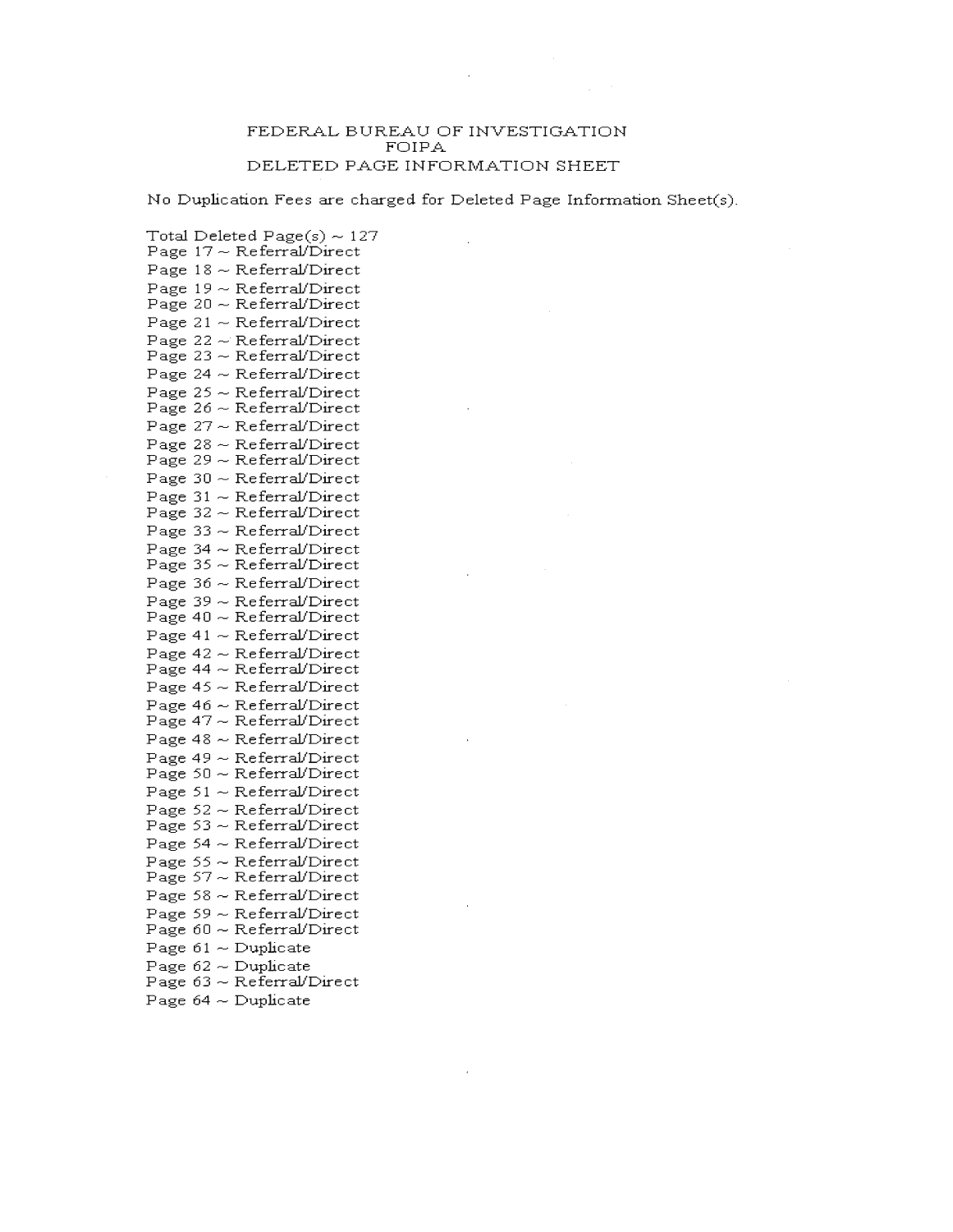FEDERAL BUREAU OF INVESTIGATION
FOIPA
DELETED PAGE INFORMATION SHEET

No Duplication Fees are charged for Deleted Page Information Sheet(s).

Total Deleted Page(s) ~ 127
Page 17 ~ Referral/Direct
Page 18 ~ Referral/Direct
Page 19 ~ Referral/Direct
Page 20 ~ Referral/Direct
Page 21 ~ Referral/Direct
Page 22 ~ Referral/Direct
Page 23 ~ Referral/Direct
Page 24 ~ Referral/Direct
Page 25 ~ Referral/Direct
Page 26 ~ Referral/Direct
Page 27 ~ Referral/Direct
Page 28 ~ Referral/Direct
Page 29 ~ Referral/Direct
Page 30 ~ Referral/Direct
Page 31 ~ Referral/Direct
Page 32 ~ Referral/Direct
Page 33 ~ Referral/Direct
Page 34 ~ Referral/Direct
Page 35 ~ Referral/Direct
Page 36 ~ Referral/Direct
Page 39 ~ Referral/Direct
Page 40 ~ Referral/Direct
Page 41 ~ Referral/Direct
Page 42 ~ Referral/Direct
Page 44 ~ Referral/Direct
Page 45 ~ Referral/Direct
Page 46 ~ Referral/Direct
Page 47 ~ Referral/Direct
Page 48 ~ Referral/Direct
Page 49 ~ Referral/Direct
Page 50 ~ Referral/Direct
Page 51 ~ Referral/Direct
Page 52 ~ Referral/Direct
Page 53 ~ Referral/Direct
Page 54 ~ Referral/Direct
Page 55 ~ Referral/Direct
Page 57 ~ Referral/Direct
Page 58 ~ Referral/Direct
Page 59 ~ Referral/Direct
Page 60 ~ Referral/Direct
Page 61 ~ Duplicate
Page 62 ~ Duplicate
Page 63 ~ Referral/Direct
Page 64 ~ Duplicate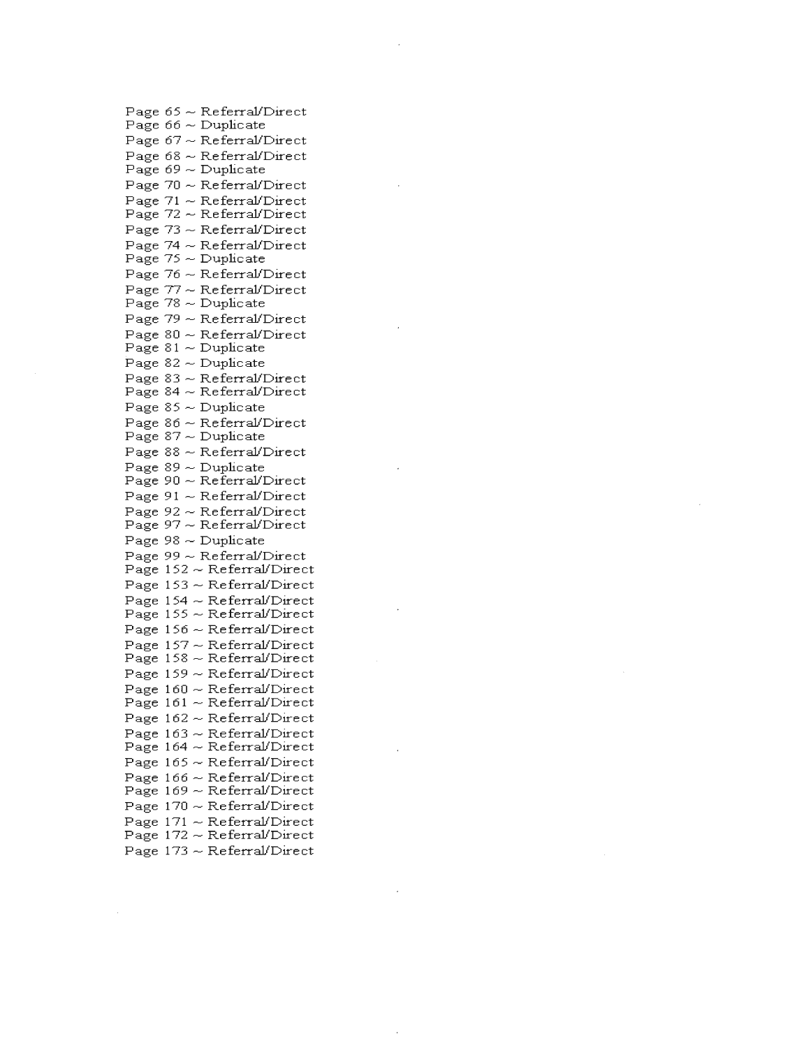Page 65 ~ Referral/Direct
Page 66 ~ Duplicate
Page 67 ~ Referral/Direct
Page 68 ~ Referral/Direct
Page 69 ~ Duplicate
Page 70 ~ Referral/Direct
Page 71 ~ Referral/Direct
Page 72 ~ Referral/Direct
Page 73 ~ Referral/Direct
Page 74 ~ Referral/Direct
Page 75 ~ Duplicate
Page 76 ~ Referral/Direct
Page 77 ~ Referral/Direct
Page 78 ~ Duplicate
Page 79 ~ Referral/Direct
Page 80 ~ Referral/Direct
Page 81 ~ Duplicate
Page 82 ~ Duplicate
Page 83 ~ Referral/Direct
Page 84 ~ Referral/Direct
Page 85 ~ Duplicate
Page 86 ~ Referral/Direct
Page 87 ~ Duplicate
Page 88 ~ Referral/Direct
Page 89 ~ Duplicate
Page 90 ~ Referral/Direct
Page 91 ~ Referral/Direct
Page 92 ~ Referral/Direct
Page 97 ~ Referral/Direct
Page 98 ~ Duplicate
Page 99 ~ Referral/Direct
Page 152 ~ Referral/Direct
Page 153 ~ Referral/Direct
Page 154 ~ Referral/Direct
Page 155 ~ Referral/Direct
Page 156 ~ Referral/Direct
Page 157 ~ Referral/Direct
Page 158 ~ Referral/Direct
Page 159 ~ Referral/Direct
Page 160 ~ Referral/Direct
Page 161 ~ Referral/Direct
Page 162 ~ Referral/Direct
Page 163 ~ Referral/Direct
Page 164 ~ Referral/Direct
Page 165 ~ Referral/Direct
Page 166 ~ Referral/Direct
Page 169 ~ Referral/Direct
Page 170 ~ Referral/Direct
Page 171 ~ Referral/Direct
Page 172 ~ Referral/Direct
Page 173 ~ Referral/Direct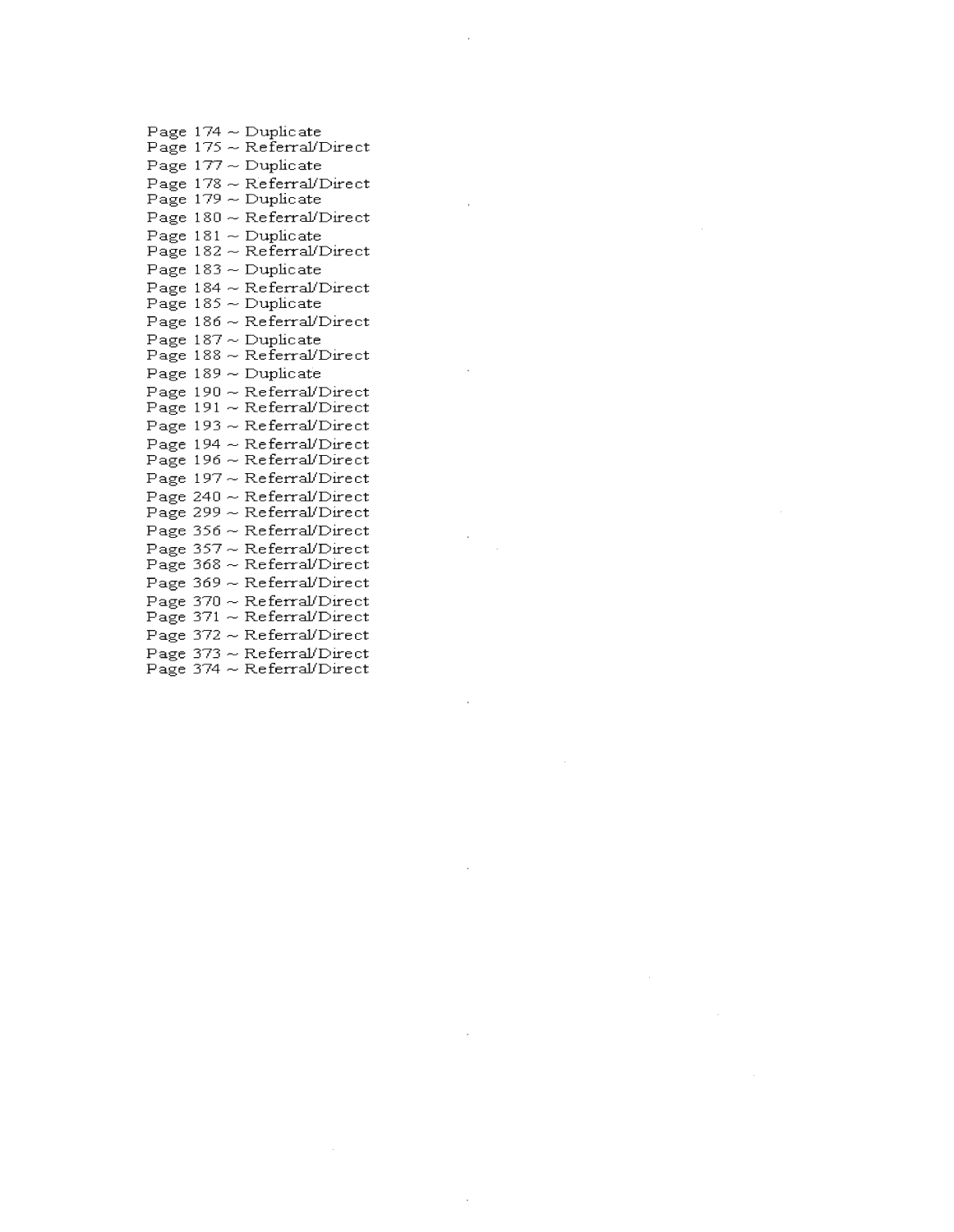Page 174 ~ Duplicate
Page 175 ~ Referral/Direct
Page 177 ~ Duplicate
Page 178 ~ Referral/Direct
Page 179 ~ Duplicate
Page 180 ~ Referral/Direct
Page 181 ~ Duplicate
Page 182 ~ Referral/Direct
Page 183 ~ Duplicate
Page 184 ~ Referral/Direct
Page 185 ~ Duplicate
Page 186 ~ Referral/Direct
Page 187 ~ Duplicate
Page 188 ~ Referral/Direct
Page 189 ~ Duplicate
Page 190 ~ Referral/Direct
Page 191 ~ Referral/Direct
Page 193 ~ Referral/Direct
Page 194 ~ Referral/Direct
Page 196 ~ Referral/Direct
Page 197 ~ Referral/Direct
Page 240 ~ Referral/Direct
Page 299 ~ Referral/Direct
Page 356 ~ Referral/Direct
Page 357 ~ Referral/Direct
Page 368 ~ Referral/Direct
Page 369 ~ Referral/Direct
Page 370 ~ Referral/Direct
Page 371 ~ Referral/Direct
Page 372 ~ Referral/Direct
Page 373 ~ Referral/Direct
Page 374 ~ Referral/Direct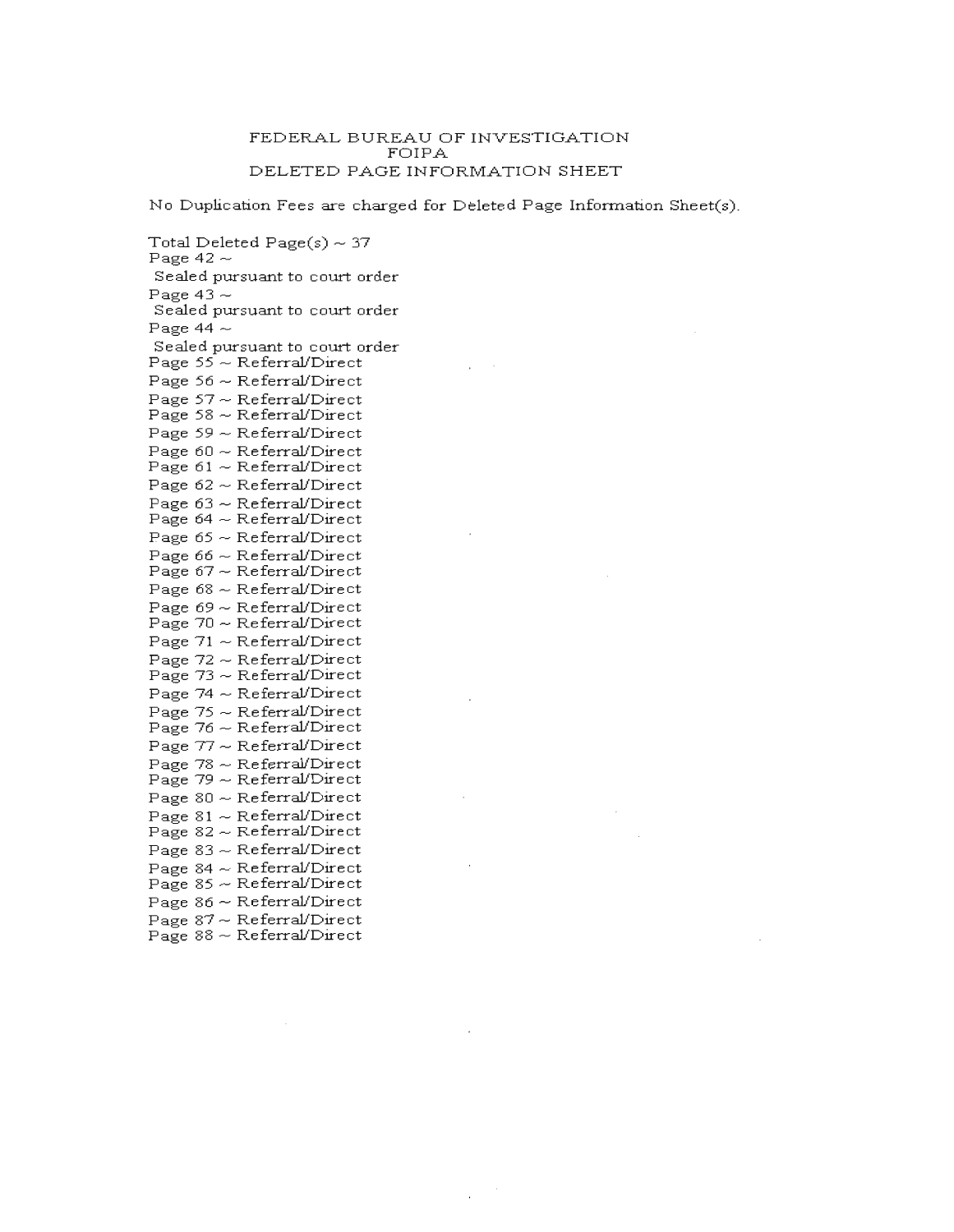FEDERAL BUREAU OF INVESTIGATION
FOIPA
DELETED PAGE INFORMATION SHEET

No Duplication Fees are charged for Deleted Page Information Sheet(s).

Total Deleted Page(s) ~ 37
Page 42 ~
Sealed pursuant to court order
Page 43 ~
Sealed pursuant to court order
Page 44 ~
Sealed pursuant to court order
Page 55 ~ Referral/Direct
Page 56 ~ Referral/Direct
Page 57 ~ Referral/Direct
Page 58 ~ Referral/Direct
Page 59 ~ Referral/Direct
Page 60 ~ Referral/Direct
Page 61 ~ Referral/Direct
Page 62 ~ Referral/Direct
Page 63 ~ Referral/Direct
Page 64 ~ Referral/Direct
Page 65 ~ Referral/Direct
Page 66 ~ Referral/Direct
Page 67 ~ Referral/Direct
Page 68 ~ Referral/Direct
Page 69 ~ Referral/Direct
Page 70 ~ Referral/Direct
Page 71 ~ Referral/Direct
Page 72 ~ Referral/Direct
Page 73 ~ Referral/Direct
Page 74 ~ Referral/Direct
Page 75 ~ Referral/Direct
Page 76 ~ Referral/Direct
Page 77 ~ Referral/Direct
Page 78 ~ Referral/Direct
Page 79 ~ Referral/Direct
Page 80 ~ Referral/Direct
Page 81 ~ Referral/Direct
Page 82 ~ Referral/Direct
Page 83 ~ Referral/Direct
Page 84 ~ Referral/Direct
Page 85 ~ Referral/Direct
Page 86 ~ Referral/Direct
Page 87 ~ Referral/Direct
Page 88 ~ Referral/Direct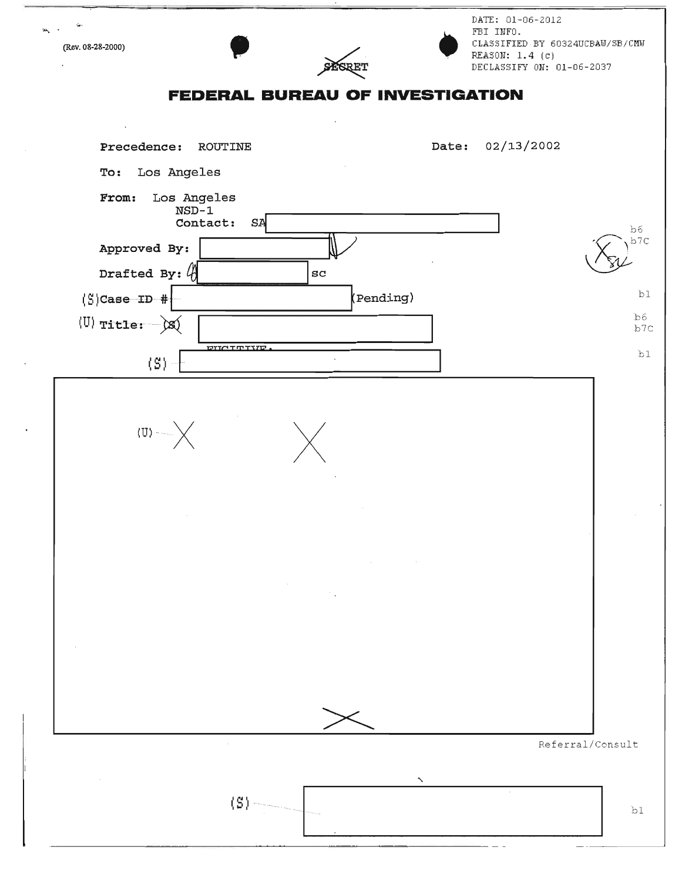(Rev. 08-28-2000)

DATE: 01-06-2012
FBI INFO.
CLASSIFIED BY 60324UCBAW/SB/CMW
REASON: 1.4 (c)
DECLASSIFY ON: 01-06-2037

~~SECRET~~

# FEDERAL BUREAU OF INVESTIGATION

**Precedence:** ROUTINE **Date:** 02/13/2002

**To:** Los Angeles

**From:** Los Angeles
NSD-1
Contact: SA [redacted]

**Approved By:** [redacted]

**Drafted By:** [redacted] sc

b6
b7C

(S) **Case ID #** [redacted] (Pending)

b1

(U) **Title:** ~~(S)~~ [redacted]

b6
b7C

FUGITIVE;

(S) [redacted]

b1

(U) [redacted]

Referral/Consult

(S) [redacted]

b1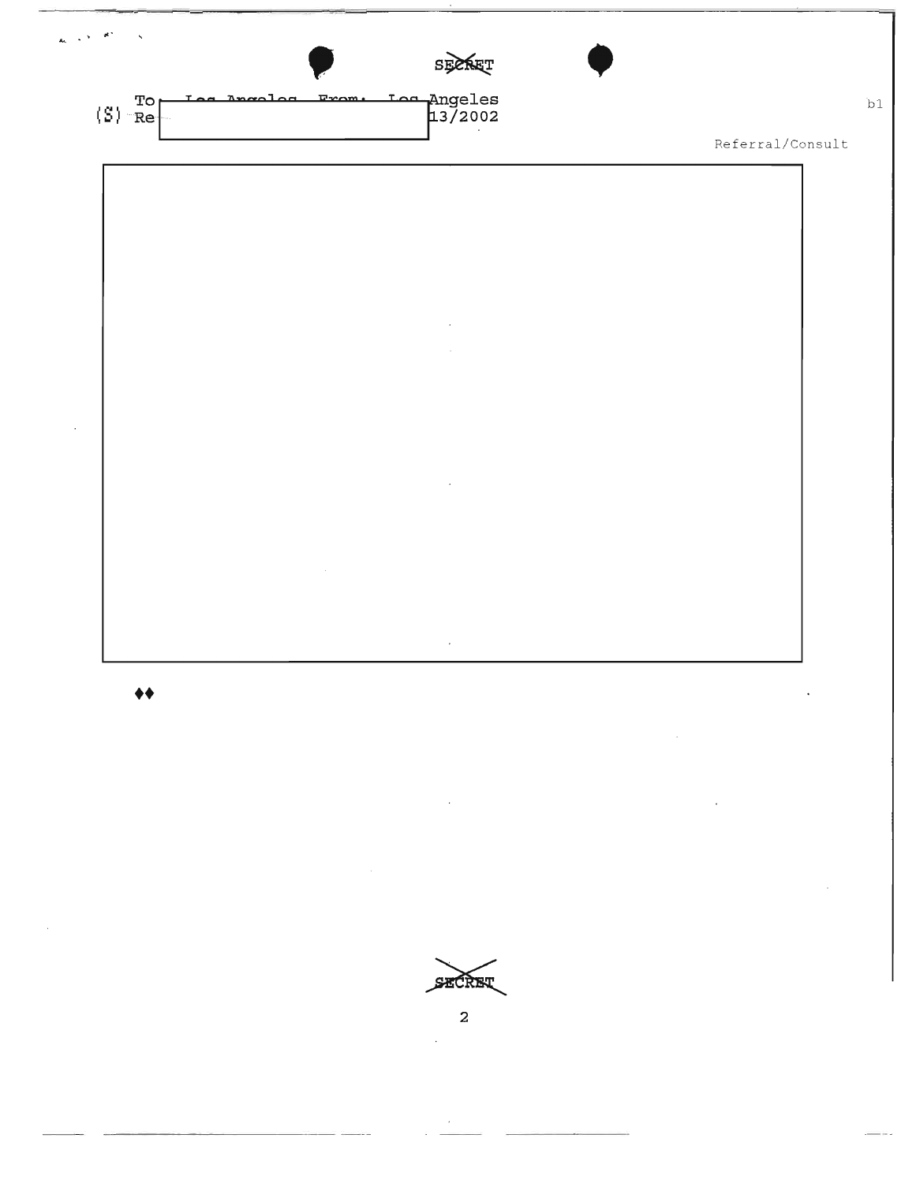SECRET

To: Los Angeles From: Los Angeles
(S) Re: 13/2002

b1

Referral/Consult

♦♦

SECRET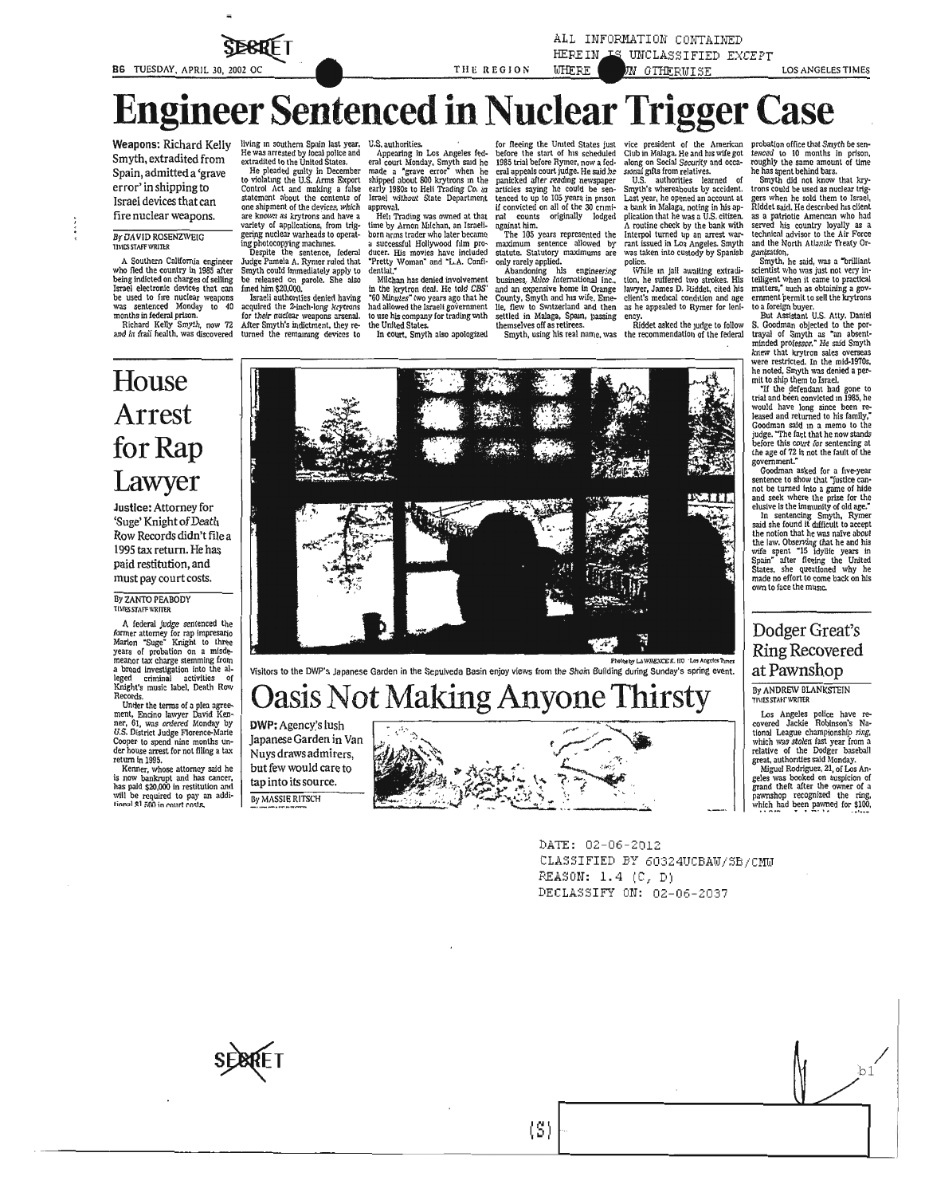SECRET

ALL INFORMATION CONTAINED HEREIN IS UNCLASSIFIED EXCEPT WHERE SHOWN OTHERWISE

# Engineer Sentenced in Nuclear Trigger Case

**Weapons:** Richard Kelly Smyth, extradited from Spain, admitted a 'grave error' in shipping to Israel devices that can fire nuclear weapons.

By DAVID ROSENZWEIG
TIMES STAFF WRITER

A Southern California engineer who fled the country in 1985 after being indicted on charges of selling Israel electronic devices that can be used to fire nuclear weapons was sentenced Monday to 40 months in federal prison.

Richard Kelly Smyth, now 72 and in frail health, was discovered living in southern Spain last year. He was arrested by local police and extradited to the United States.

He pleaded guilty in December to violating the U.S. Arms Export Control Act and making a false statement about the contents of one shipment of the devices, which are known as krytrons and have a variety of applications, from triggering nuclear warheads to operating photocopying machines.

Despite the sentence, federal Judge Pamela A. Rymer ruled that Smyth could immediately apply to be released on parole. She also fined him $20,000.

Israeli authorities denied having acquired the 2-inch-long krytrons for their nuclear weapons arsenal. After Smyth's indictment, they returned the remaining devices to U.S. authorities.

Appearing in Los Angeles federal court Monday, Smyth said he made a "grave error" when he shipped about 800 krytrons in the early 1980s to Heli Trading Co. in Israel without State Department approval.

Heli Trading was owned at that time by Arnon Milchan, an Israeli-born arms trader who later became a successful Hollywood film producer. His movies have included "Pretty Woman" and "L.A. Confidential."

Milchan has denied involvement in the krytron deal. He told CBS' "60 Minutes" two years ago that he had allowed the Israeli government to use his company for trading with the United States.

In court, Smyth also apologized for fleeing the United States just before the start of his scheduled 1985 trial before Rymer, now a federal appeals court judge. He said he panicked after reading newspaper articles saying he could be sentenced to up to 105 years in prison if convicted on all of the 30 criminal counts originally lodged against him.

The 105 years represented the maximum sentence allowed by statute. Statutory maximums are only rarely applied.

Abandoning his engineering business, Milco International Inc., and an expensive home in Orange County, Smyth and his wife, Emelie, flew to Switzerland and then settled in Malaga, Spain, passing themselves off as retirees.

Smyth, using his real name, was vice president of the American Club in Malaga. He and his wife got along on Social Security and occasional gifts from relatives.

U.S. authorities learned of Smyth's whereabouts by accident. Last year, he opened an account at a bank in Malaga, noting in his application that he was a U.S. citizen. A routine check by the bank with Interpol turned up an arrest warrant issued in Los Angeles. Smyth was taken into custody by Spanish police.

While in jail awaiting extradition, he suffered two strokes. His lawyer, James D. Riddet, cited his client's medical condition and age as he appealed to Rymer for leniency.

Riddet asked the judge to follow the recommendation of the federal probation office that Smyth be sentenced to 10 months in prison, roughly the same amount of time he has spent behind bars.

Smyth did not know that krytrons could be used as nuclear triggers when he sold them to Israel, Riddet said. He described his client as a patriotic American who had served his country loyally as a technical advisor to the Air Force and the North Atlantic Treaty Organization.

Smyth, he said, was a "brilliant scientist who was just not very intelligent when it came to practical matters," such as obtaining a government permit to sell the krytrons to a foreign buyer.

But Assistant U.S. Atty. Daniel S. Goodman objected to the portrayal of Smyth as "an absent-minded professor." He said Smyth knew that krytron sales overseas were restricted. In the mid-1970s, he noted, Smyth was denied a permit to ship them to Israel.

"If the defendant had gone to trial and been convicted in 1985, he would have long since been released and returned to his family," Goodman said in a memo to the judge. "The fact that he now stands before this court for sentencing at the age of 72 is not the fault of the government."

Goodman asked for a five-year sentence to show that "justice cannot be turned into a game of hide and seek where the prize for the elusive is the immunity of old age."

In sentencing Smyth, Rymer said she found it difficult to accept the notion that he was naive about the law. Observing that he and his wife spent "15 idyllic years in Spain" after fleeing the United States, she questioned why he made no effort to come back on his own to face the music.

# House Arrest for Rap Lawyer

**Justice:** Attorney for 'Suge' Knight of Death Row Records didn't file a 1995 tax return. He has paid restitution, and must pay court costs.

By ZANTO PEABODY
TIMES STAFF WRITER

A federal judge sentenced the former attorney for rap impresario Marion "Suge" Knight to three years of probation on a misdemeanor tax charge stemming from a broad investigation into the alleged criminal activities of Knight's music label, Death Row Records.

Under the terms of a plea agreement, Encino lawyer David Kenner, 61, was ordered Monday by U.S. District Judge Florence-Marie Cooper to spend nine months under house arrest for not filing a tax return in 1995.

Kenner, whose attorney said he is now bankrupt and has cancer, has paid $20,000 in restitution and will be required to pay an additional $1,500 in court costs.

Photo by LAWRENCE K. HO Los Angeles Times

Visitors to the DWP's Japanese Garden in the Sepulveda Basin enjoy views from the Shoin Building during Sunday's spring event.

# Oasis Not Making Anyone Thirsty

**DWP:** Agency's lush Japanese Garden in Van Nuys draws admirers, but few would care to tap into its source.

By MASSIE RITSCH

# Dodger Great's Ring Recovered at Pawnshop

By ANDREW BLANKSTEIN
TIMES STAFF WRITER

Los Angeles police have recovered Jackie Robinson's National League championship ring, which was stolen last year from a relative of the Dodger baseball great, authorities said Monday.

Miguel Rodriguez, 21, of Los Angeles was booked on suspicion of grand theft after the owner of a pawnshop recognized the ring, which had been pawned for $100,

DATE: 02-06-2012
CLASSIFIED BY 60324UCBAW/SB/CMW
REASON: 1.4 (C, D)
DECLASSIFY ON: 02-06-2037

SECRET

(S)

b1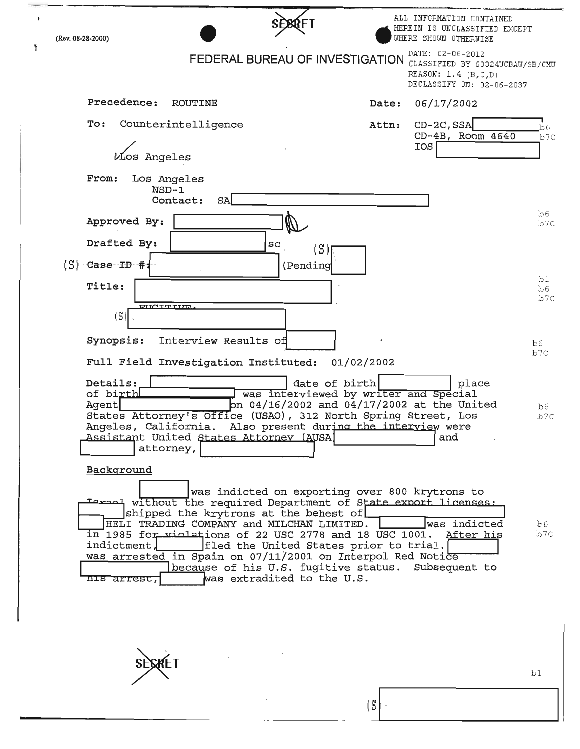SECRET

(Rev. 08-28-2000)

ALL INFORMATION CONTAINED HEREIN IS UNCLASSIFIED EXCEPT WHERE SHOWN OTHERWISE

# FEDERAL BUREAU OF INVESTIGATION

DATE: 02-06-2012
CLASSIFIED BY 60324UCBAW/SB/CMU
REASON: 1.4 (B,C,D)
DECLASSIFY ON: 02-06-2037

**Precedence:** ROUTINE **Date:** 06/17/2002

**To:** Counterintelligence **Attn:** CD-2C, SSA [ ] CD-4B, Room 4640 IOS [ ]

Los Angeles

b6
b7C

**From:** Los Angeles
NSD-1
**Contact:** SA [ ]

**Approved By:** [ ]

**Drafted By:** [ ] sc (S) [ ]

b6
b7C

(S) **Case ID #:** [ ] (Pending [ ]

**Title:** [ ]

FUGITIVE;
(S) [ ]

b1
b6
b7C

**Synopsis:** Interview Results of [ ]

b6
b7C

**Full Field Investigation Instituted:** 01/02/2002

**Details:** [ ] date of birth [ ] place of birth [ ] was interviewed by writer and Special Agent [ ] on 04/16/2002 and 04/17/2002 at the United States Attorney's Office (USAO), 312 North Spring Street, Los Angeles, California. Also present during the interview were Assistant United States Attorney (AUSA [ ] and [ ] attorney, [ ]

b6
b7C

**Background**

[ ] was indicted on exporting over 800 krytrons to Israel without the required Department of State export licenses. [ ] shipped the krytrons at the behest of [ ] [ ] HELI TRADING COMPANY and MILCHAN LIMITED. [ ] was indicted in 1985 for violations of 22 USC 2778 and 18 USC 1001. After his indictment, [ ] fled the United States prior to trial. [ ] was arrested in Spain on 07/11/2001 on Interpol Red Notice [ ] because of his U.S. fugitive status. Subsequent to his arrest, [ ] was extradited to the U.S.

b6
b7C

SECRET

b1

(S [ ]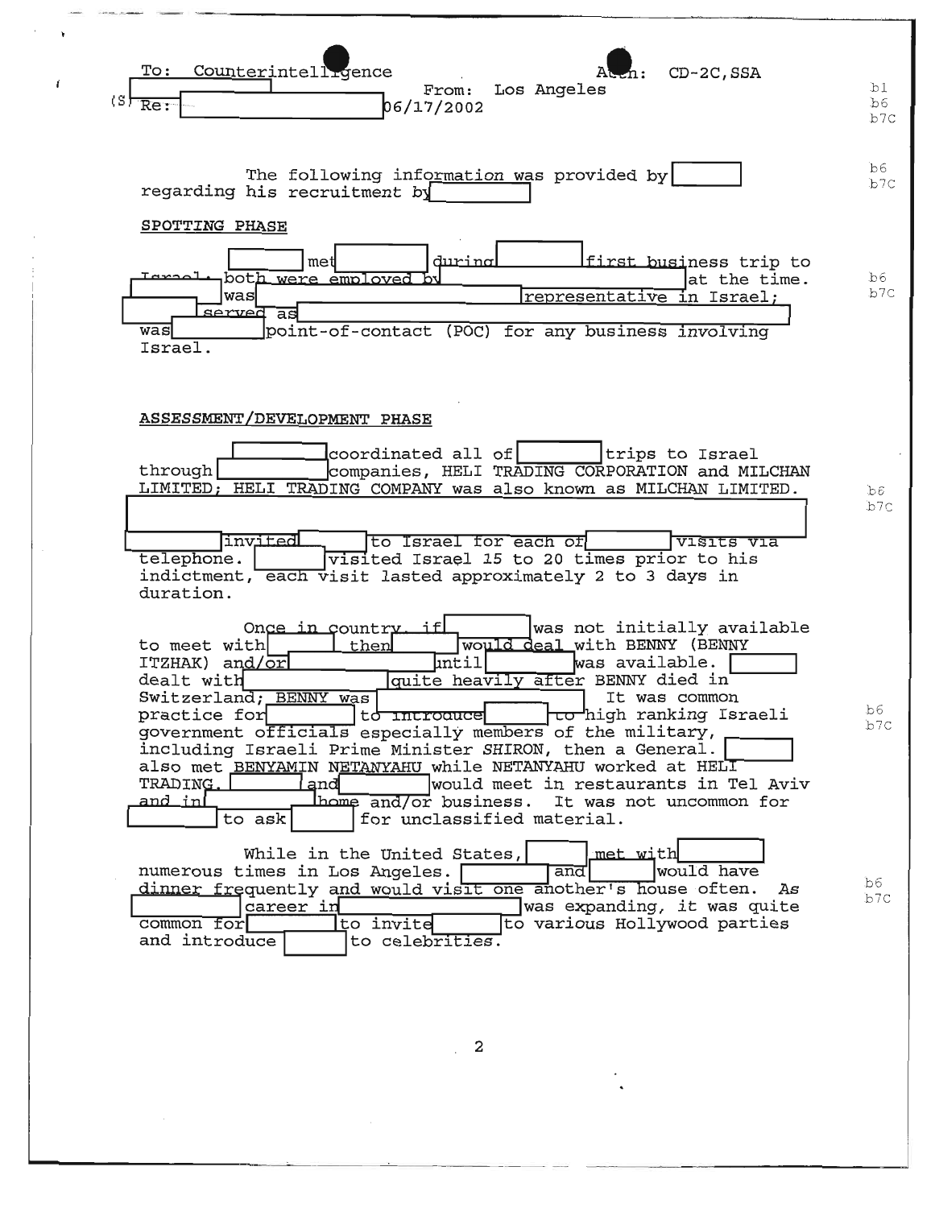To: Counterintelligence Attn: CD-2C, SSA
From: Los Angeles
(S) Re: [redacted] 06/17/2002

b1 b6 b7C

The following information was provided by [redacted] regarding his recruitment by [redacted]

b6 b7C

## SPOTTING PHASE

[redacted] met [redacted] during [redacted] first business trip to Israel. both were employed by [redacted] at the time. [redacted] was [redacted] representative in Israel; [redacted] served as [redacted] was [redacted] point-of-contact (POC) for any business involving Israel.

b6 b7C

## ASSESSMENT/DEVELOPMENT PHASE

[redacted] coordinated all of [redacted] trips to Israel through [redacted] companies, HELI TRADING CORPORATION and MILCHAN LIMITED; HELI TRADING COMPANY was also known as MILCHAN LIMITED. [redacted]

[redacted] invited [redacted] to Israel for each of [redacted] visits via telephone. [redacted] visited Israel 15 to 20 times prior to his indictment, each visit lasted approximately 2 to 3 days in duration.

b6 b7C

Once in country, if [redacted] was not initially available to meet with [redacted] then [redacted] would deal with BENNY (BENNY ITZHAK) and/or [redacted] until [redacted] was available. [redacted] dealt with [redacted] quite heavily after BENNY died in Switzerland; BENNY was [redacted] It was common practice for [redacted] to introduce [redacted] to high ranking Israeli government officials especially members of the military, including Israeli Prime Minister SHIRON, then a General. [redacted] also met BENYAMIN NETANYAHU while NETANYAHU worked at HELI TRADING. [redacted] and [redacted] would meet in restaurants in Tel Aviv and in [redacted] home and/or business. It was not uncommon for [redacted] to ask [redacted] for unclassified material.

b6 b7C

While in the United States, [redacted] met with [redacted] numerous times in Los Angeles. [redacted] and [redacted] would have dinner frequently and would visit one another's house often. As [redacted] career in [redacted] was expanding, it was quite common for [redacted] to invite [redacted] to various Hollywood parties and introduce [redacted] to celebrities.

b6 b7C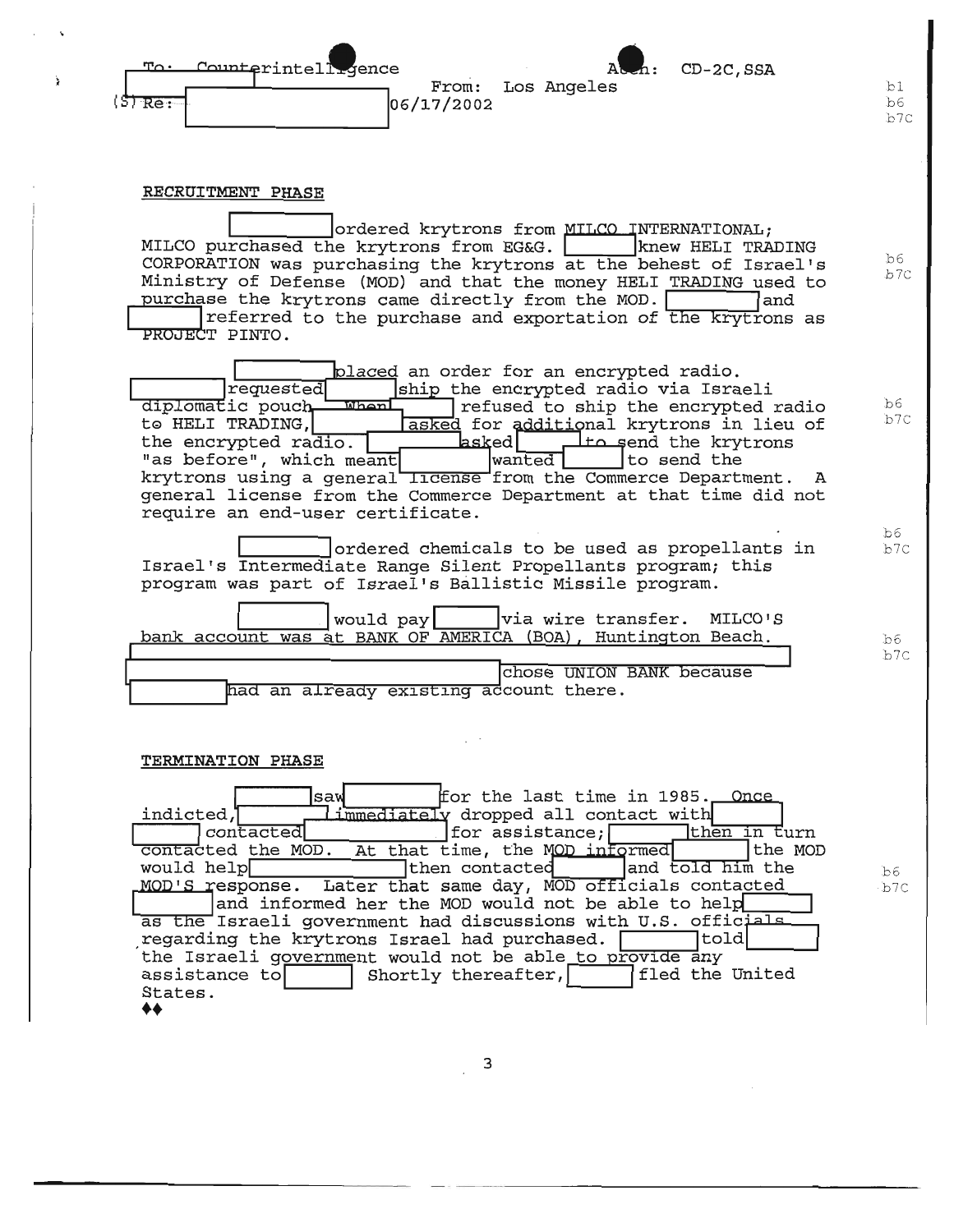To: Counterintelligence From: Los Angeles Attn: CD-2C,SSA
(S) Re: [redacted] 06/17/2002

b1
b6
b7C

**RECRUITMENT PHASE**

[redacted] ordered krytrons from MILCO INTERNATIONAL; MILCO purchased the krytrons from EG&G. [redacted] knew HELI TRADING CORPORATION was purchasing the krytrons at the behest of Israel's Ministry of Defense (MOD) and that the money HELI TRADING used to purchase the krytrons came directly from the MOD. [redacted] and [redacted] referred to the purchase and exportation of the krytrons as PROJECT PINTO.

b6
b7C

[redacted] placed an order for an encrypted radio. [redacted] requested [redacted] ship the encrypted radio via Israeli diplomatic pouch. When [redacted] refused to ship the encrypted radio to HELI TRADING, [redacted] asked for additional krytrons in lieu of the encrypted radio. [redacted] asked [redacted] to send the krytrons "as before", which meant [redacted] wanted [redacted] to send the krytrons using a general license from the Commerce Department. A general license from the Commerce Department at that time did not require an end-user certificate.

b6
b7C

[redacted] ordered chemicals to be used as propellants in Israel's Intermediate Range Silent Propellants program; this program was part of Israel's Ballistic Missile program.

b6
b7C

[redacted] would pay [redacted] via wire transfer. MILCO'S bank account was at BANK OF AMERICA (BOA), Huntington Beach. [redacted] chose UNION BANK because [redacted] had an already existing account there.

b6
b7C

**TERMINATION PHASE**

[redacted] saw [redacted] for the last time in 1985. Once indicted, [redacted] immediately dropped all contact with [redacted] contacted [redacted] for assistance; [redacted] then in turn contacted the MOD. At that time, the MOD informed [redacted] the MOD would help [redacted] then contacted [redacted] and told him the MOD'S response. Later that same day, MOD officials contacted [redacted] and informed her the MOD would not be able to help [redacted] as the Israeli government had discussions with U.S. officials regarding the krytrons Israel had purchased. [redacted] told [redacted] the Israeli government would not be able to provide any assistance to [redacted] Shortly thereafter, [redacted] fled the United States.

b6
b7C

♦♦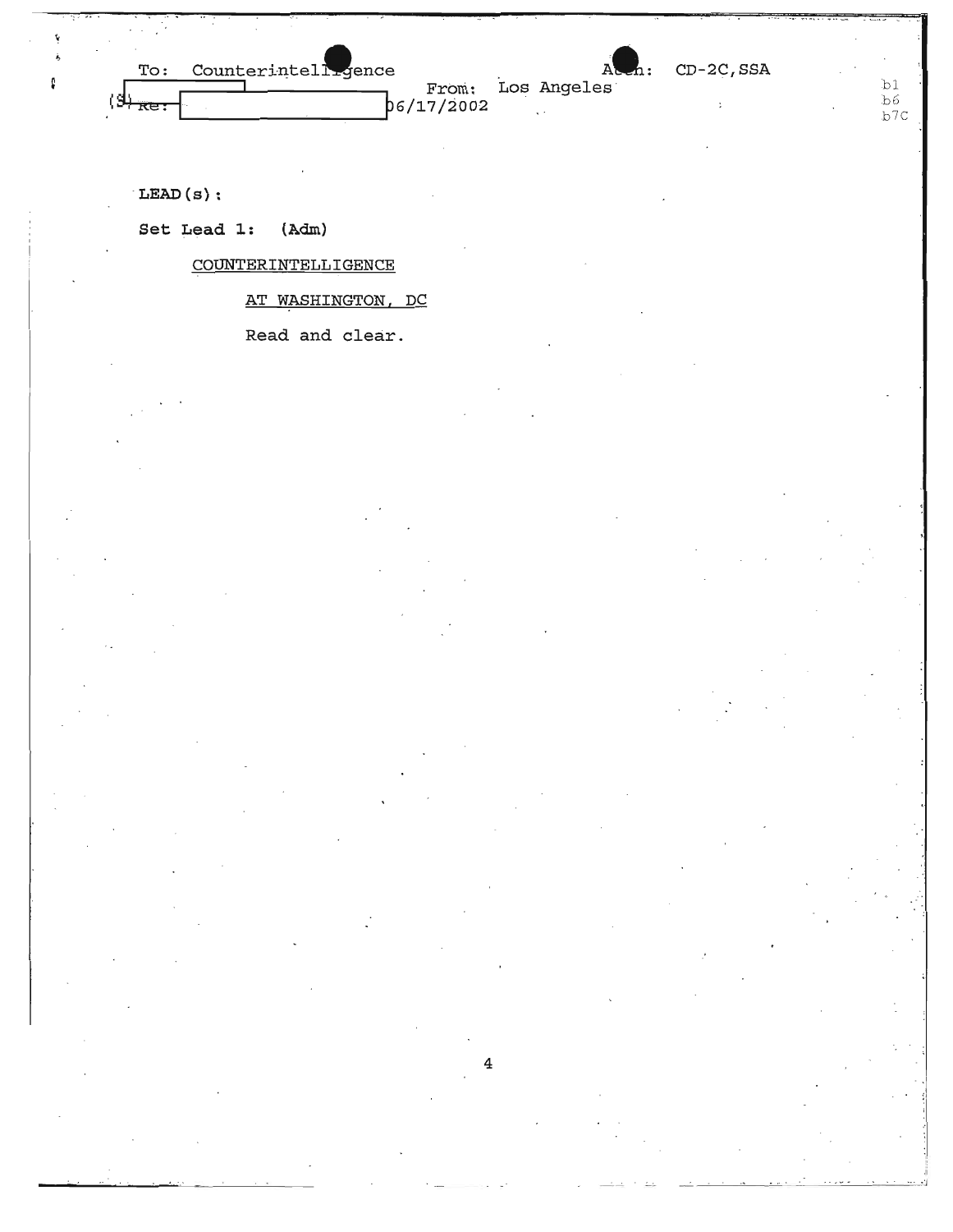To: Counterintelligence From: Los Angeles Attn: CD-2C, SSA
(S) Re: [redacted] 06/17/2002

b1
b6
b7C

**LEAD(s):**

**Set Lead 1: (Adm)**

COUNTERINTELLIGENCE

AT WASHINGTON, DC

Read and clear.